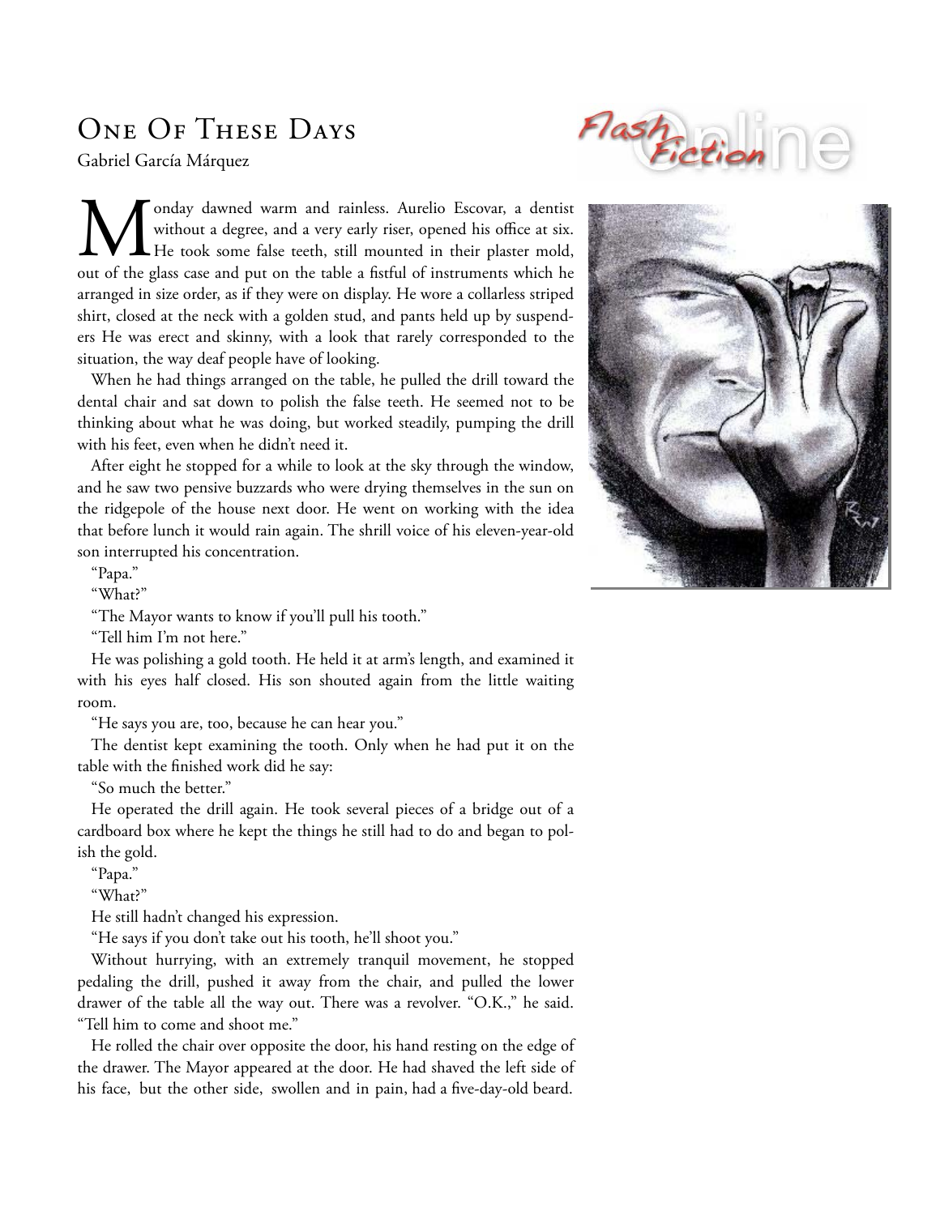# One Of These Days

Gabriel García Márquez

Monday dawned warm and rainless. Aurelio Escovar, a dentist without a degree, and a very early riser, opened his office at six. He took some false teeth, still mounted in their plaster mold, out of the glass case and put on the table a fistful of instruments which he arranged in size order, as if they were on display. He wore a collarless striped shirt, closed at the neck with a golden stud, and pants held up by suspenders He was erect and skinny, with a look that rarely corresponded to the situation, the way deaf people have of looking.

When he had things arranged on the table, he pulled the drill toward the dental chair and sat down to polish the false teeth. He seemed not to be thinking about what he was doing, but worked steadily, pumping the drill with his feet, even when he didn't need it.

After eight he stopped for a while to look at the sky through the window, and he saw two pensive buzzards who were drying themselves in the sun on the ridgepole of the house next door. He went on working with the idea that before lunch it would rain again. The shrill voice of his eleven-year-old son interrupted his concentration.

"Papa."

"What?"

"The Mayor wants to know if you'll pull his tooth."

"Tell him I'm not here."

He was polishing a gold tooth. He held it at arm's length, and examined it with his eyes half closed. His son shouted again from the little waiting room.

"He says you are, too, because he can hear you."

The dentist kept examining the tooth. Only when he had put it on the table with the finished work did he say:

"So much the better."

He operated the drill again. He took several pieces of a bridge out of a cardboard box where he kept the things he still had to do and began to polish the gold.

"Papa."

"What?"

He still hadn't changed his expression.

"He says if you don't take out his tooth, he'll shoot you."

Without hurrying, with an extremely tranquil movement, he stopped pedaling the drill, pushed it away from the chair, and pulled the lower drawer of the table all the way out. There was a revolver. "O.K.," he said. "Tell him to come and shoot me."

He rolled the chair over opposite the door, his hand resting on the edge of the drawer. The Mayor appeared at the door. He had shaved the left side of his face, but the other side, swollen and in pain, had a five-day-old beard.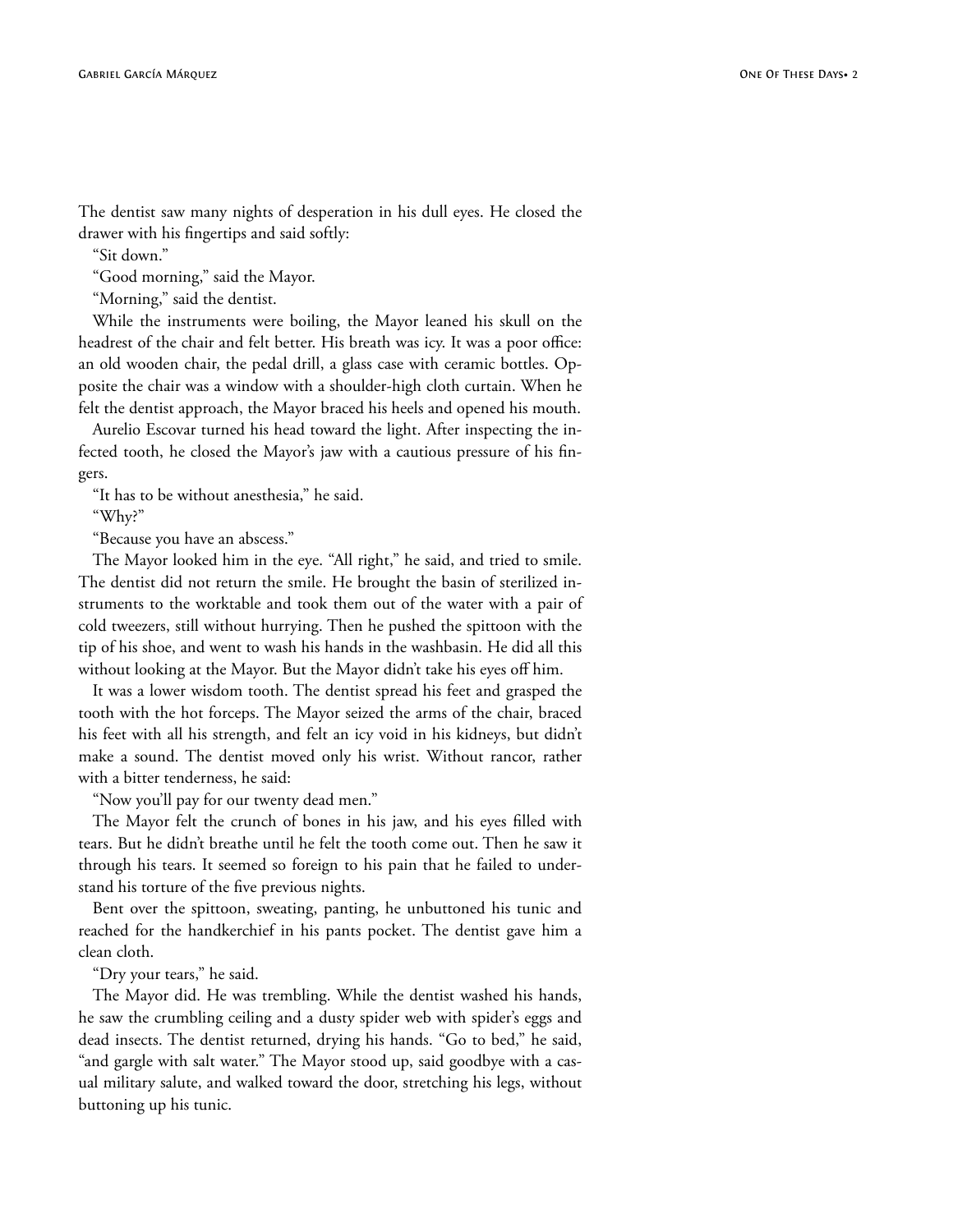The dentist saw many nights of desperation in his dull eyes. He closed the drawer with his fingertips and said softly:

"Sit down."

"Good morning," said the Mayor.

"Morning," said the dentist.

While the instruments were boiling, the Mayor leaned his skull on the headrest of the chair and felt better. His breath was icy. It was a poor office: an old wooden chair, the pedal drill, a glass case with ceramic bottles. Opposite the chair was a window with a shoulder-high cloth curtain. When he felt the dentist approach, the Mayor braced his heels and opened his mouth.

Aurelio Escovar turned his head toward the light. After inspecting the infected tooth, he closed the Mayor's jaw with a cautious pressure of his fingers.

"It has to be without anesthesia," he said.

"Why?"

"Because you have an abscess."

The Mayor looked him in the eye. "All right," he said, and tried to smile. The dentist did not return the smile. He brought the basin of sterilized instruments to the worktable and took them out of the water with a pair of cold tweezers, still without hurrying. Then he pushed the spittoon with the tip of his shoe, and went to wash his hands in the washbasin. He did all this without looking at the Mayor. But the Mayor didn't take his eyes off him.

It was a lower wisdom tooth. The dentist spread his feet and grasped the tooth with the hot forceps. The Mayor seized the arms of the chair, braced his feet with all his strength, and felt an icy void in his kidneys, but didn't make a sound. The dentist moved only his wrist. Without rancor, rather with a bitter tenderness, he said:

"Now you'll pay for our twenty dead men."

The Mayor felt the crunch of bones in his jaw, and his eyes filled with tears. But he didn't breathe until he felt the tooth come out. Then he saw it through his tears. It seemed so foreign to his pain that he failed to understand his torture of the five previous nights.

Bent over the spittoon, sweating, panting, he unbuttoned his tunic and reached for the handkerchief in his pants pocket. The dentist gave him a clean cloth.

"Dry your tears," he said.

The Mayor did. He was trembling. While the dentist washed his hands, he saw the crumbling ceiling and a dusty spider web with spider's eggs and dead insects. The dentist returned, drying his hands. "Go to bed," he said, "and gargle with salt water." The Mayor stood up, said goodbye with a casual military salute, and walked toward the door, stretching his legs, without buttoning up his tunic.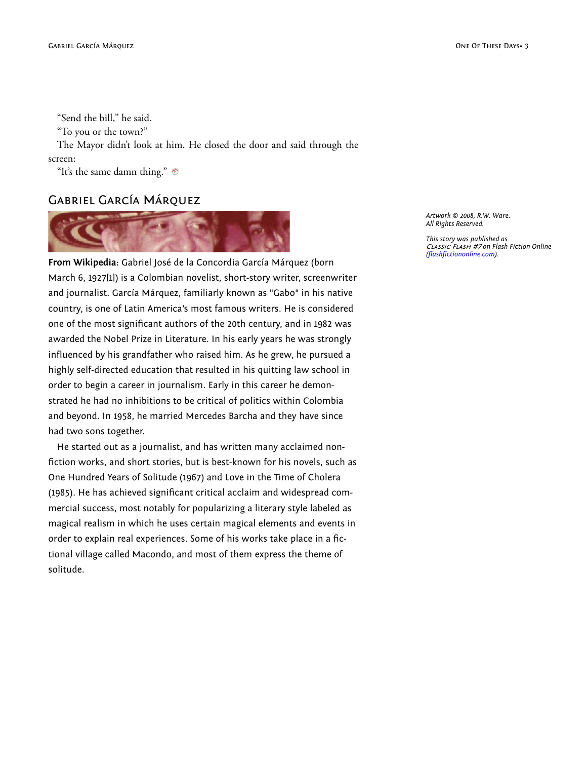"Send the bill," he said.

"To you or the town?"

The Mayor didn't look at him. He closed the door and said through the screen:

"It's the same damn thing."

## Gabriel García Márquez

**From Wikipedia:** Gabriel José de la Concordia García Márquez (born March 6, 1927[1]) is a Colombian novelist, short-story writer, screenwriter and journalist. García Márquez, familiarly known as "Gabo" in his native country, is one of Latin America's most famous writers. He is considered one of the most significant authors of the 20th century, and in 1982 was awarded the Nobel Prize in Literature. In his early years he was strongly influenced by his grandfather who raised him. As he grew, he pursued a highly self-directed education that resulted in his quitting law school in order to begin a career in journalism. Early in this career he demonstrated he had no inhibitions to be critical of politics within Colombia and beyond. In 1958, he married Mercedes Barcha and they have since had two sons together.

He started out as a journalist, and has written many acclaimed non-fiction works, and short stories, but is best-known for his novels, such as One Hundred Years of Solitude (1967) and Love in the Time of Cholera (1985). He has achieved significant critical acclaim and widespread commercial success, most notably for popularizing a literary style labeled as magical realism in which he uses certain magical elements and events in order to explain real experiences. Some of his works take place in a fictional village called Macondo, and most of them express the theme of solitude.

*Artwork © 2008, R.W. Ware. All Rights Reserved.*

*This story was published as Classic Flash #7 on Flash Fiction Online (flashfictiononline.com).*